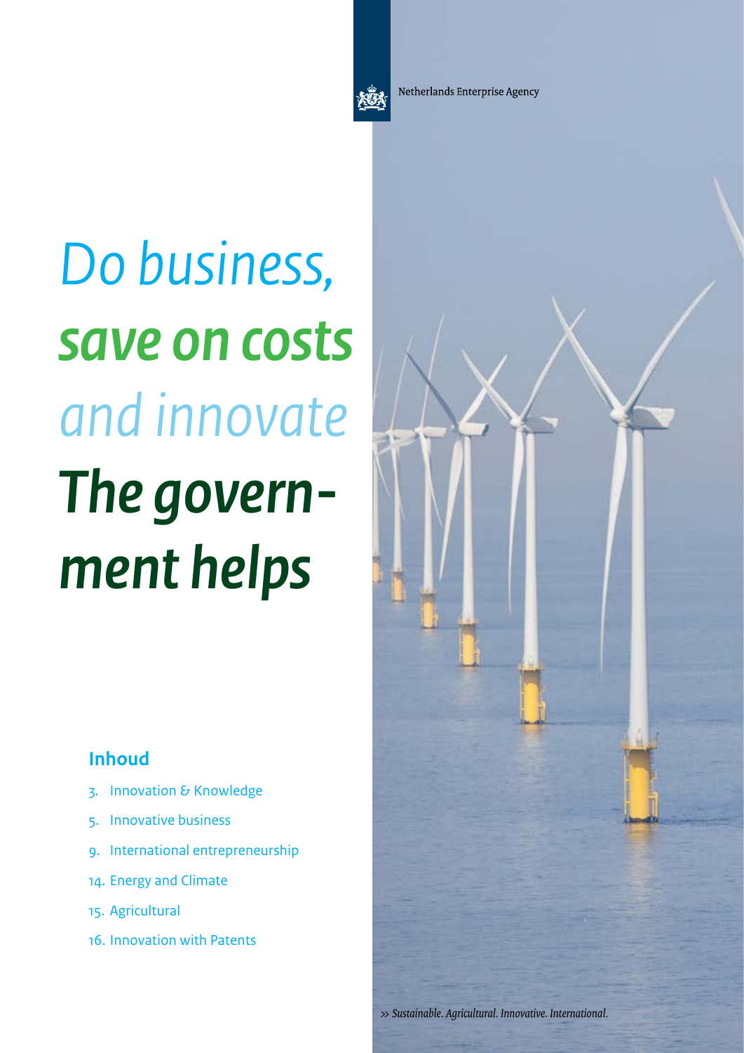Netherlands Enterprise Agency

# *Do business,* ***save on costs*** *and innovate* ***The government helps***

## Inhoud

3. Innovation & Knowledge
5. Innovative business
9. International entrepreneurship
14. Energy and Climate
15. Agricultural
16. Innovation with Patents

*>> Sustainable. Agricultural. Innovative. International.*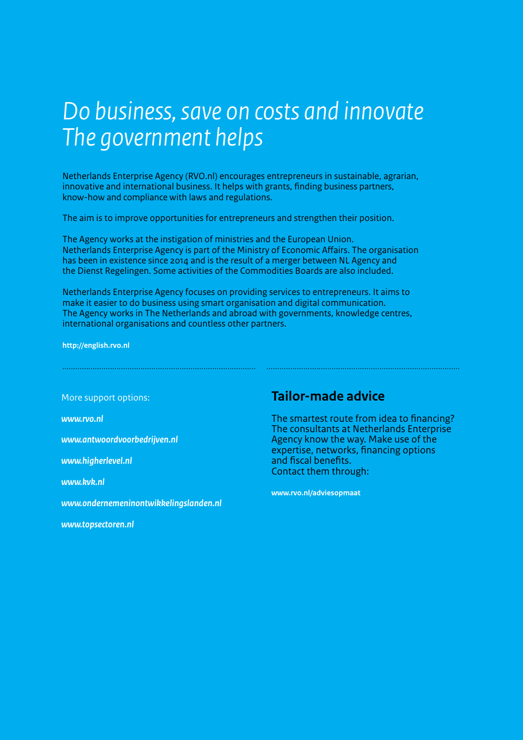# *Do business, save on costs and innovate The government helps*

Netherlands Enterprise Agency (RVO.nl) encourages entrepreneurs in sustainable, agrarian, innovative and international business. It helps with grants, finding business partners, know-how and compliance with laws and regulations.

The aim is to improve opportunities for entrepreneurs and strengthen their position.

The Agency works at the instigation of ministries and the European Union. Netherlands Enterprise Agency is part of the Ministry of Economic Affairs. The organisation has been in existence since 2014 and is the result of a merger between NL Agency and the Dienst Regelingen. Some activities of the Commodities Boards are also included.

Netherlands Enterprise Agency focuses on providing services to entrepreneurs. It aims to make it easier to do business using smart organisation and digital communication. The Agency works in The Netherlands and abroad with governments, knowledge centres, international organisations and countless other partners.

**http://english.rvo.nl**

More support options:

***www.rvo.nl***

***www.antwoordvoorbedrijven.nl***

***www.higherlevel.nl***

***www.kvk.nl***

***www.ondernemeninontwikkelingslanden.nl***

***www.topsectoren.nl***

## Tailor-made advice

The smartest route from idea to financing? The consultants at Netherlands Enterprise Agency know the way. Make use of the expertise, networks, financing options and fiscal benefits. Contact them through:

**www.rvo.nl/adviesopmaat**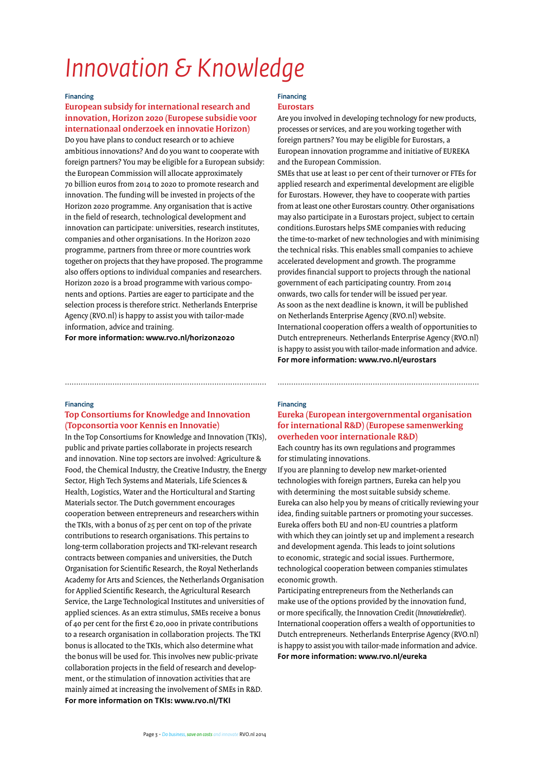# Innovation & Knowledge

Financing

### European subsidy for international research and innovation, Horizon 2020 (Europese subsidie voor internationaal onderzoek en innovatie Horizon)

Do you have plans to conduct research or to achieve ambitious innovations? And do you want to cooperate with foreign partners? You may be eligible for a European subsidy: the European Commission will allocate approximately 70 billion euros from 2014 to 2020 to promote research and innovation. The funding will be invested in projects of the Horizon 2020 programme. Any organisation that is active in the field of research, technological development and innovation can participate: universities, research institutes, companies and other organisations. In the Horizon 2020 programme, partners from three or more countries work together on projects that they have proposed. The programme also offers options to individual companies and researchers. Horizon 2020 is a broad programme with various components and options. Parties are eager to participate and the selection process is therefore strict. Netherlands Enterprise Agency (RVO.nl) is happy to assist you with tailor-made information, advice and training.

**For more information: www.rvo.nl/horizon2020**

Financing

### Eurostars

Are you involved in developing technology for new products, processes or services, and are you working together with foreign partners? You may be eligible for Eurostars, a European innovation programme and initiative of EUREKA and the European Commission.

SMEs that use at least 10 per cent of their turnover or FTEs for applied research and experimental development are eligible for Eurostars. However, they have to cooperate with parties from at least one other Eurostars country. Other organisations may also participate in a Eurostars project, subject to certain conditions.Eurostars helps SME companies with reducing the time-to-market of new technologies and with minimising the technical risks. This enables small companies to achieve accelerated development and growth. The programme provides financial support to projects through the national government of each participating country. From 2014 onwards, two calls for tender will be issued per year. As soon as the next deadline is known, it will be published on Netherlands Enterprise Agency (RVO.nl) website. International cooperation offers a wealth of opportunities to Dutch entrepreneurs. Netherlands Enterprise Agency (RVO.nl) is happy to assist you with tailor-made information and advice.

**For more information: www.rvo.nl/eurostars**

Financing

### Top Consortiums for Knowledge and Innovation (Topconsortia voor Kennis en Innovatie)

In the Top Consortiums for Knowledge and Innovation (TKIs), public and private parties collaborate in projects research and innovation. Nine top sectors are involved: Agriculture & Food, the Chemical Industry, the Creative Industry, the Energy Sector, High Tech Systems and Materials, Life Sciences & Health, Logistics, Water and the Horticultural and Starting Materials sector. The Dutch government encourages cooperation between entrepreneurs and researchers within the TKIs, with a bonus of 25 per cent on top of the private contributions to research organisations. This pertains to long-term collaboration projects and TKI-relevant research contracts between companies and universities, the Dutch Organisation for Scientific Research, the Royal Netherlands Academy for Arts and Sciences, the Netherlands Organisation for Applied Scientific Research, the Agricultural Research Service, the Large Technological Institutes and universities of applied sciences. As an extra stimulus, SMEs receive a bonus of 40 per cent for the first € 20,000 in private contributions to a research organisation in collaboration projects. The TKI bonus is allocated to the TKIs, which also determine what the bonus will be used for. This involves new public-private collaboration projects in the field of research and development, or the stimulation of innovation activities that are mainly aimed at increasing the involvement of SMEs in R&D.

**For more information on TKIs: www.rvo.nl/TKI**

Financing

### Eureka (European intergovernmental organisation for international R&D) (Europese samenwerking overheden voor internationale R&D)

Each country has its own regulations and programmes for stimulating innovations.

If you are planning to develop new market-oriented technologies with foreign partners, Eureka can help you with determining the most suitable subsidy scheme. Eureka can also help you by means of critically reviewing your idea, finding suitable partners or promoting your successes. Eureka offers both EU and non-EU countries a platform with which they can jointly set up and implement a research and development agenda. This leads to joint solutions to economic, strategic and social issues. Furthermore, technological cooperation between companies stimulates economic growth.

Participating entrepreneurs from the Netherlands can make use of the options provided by the innovation fund, or more specifically, the Innovation Credit (*Innovatiekrediet*). International cooperation offers a wealth of opportunities to Dutch entrepreneurs. Netherlands Enterprise Agency (RVO.nl) is happy to assist you with tailor-made information and advice.

**For more information: www.rvo.nl/eureka**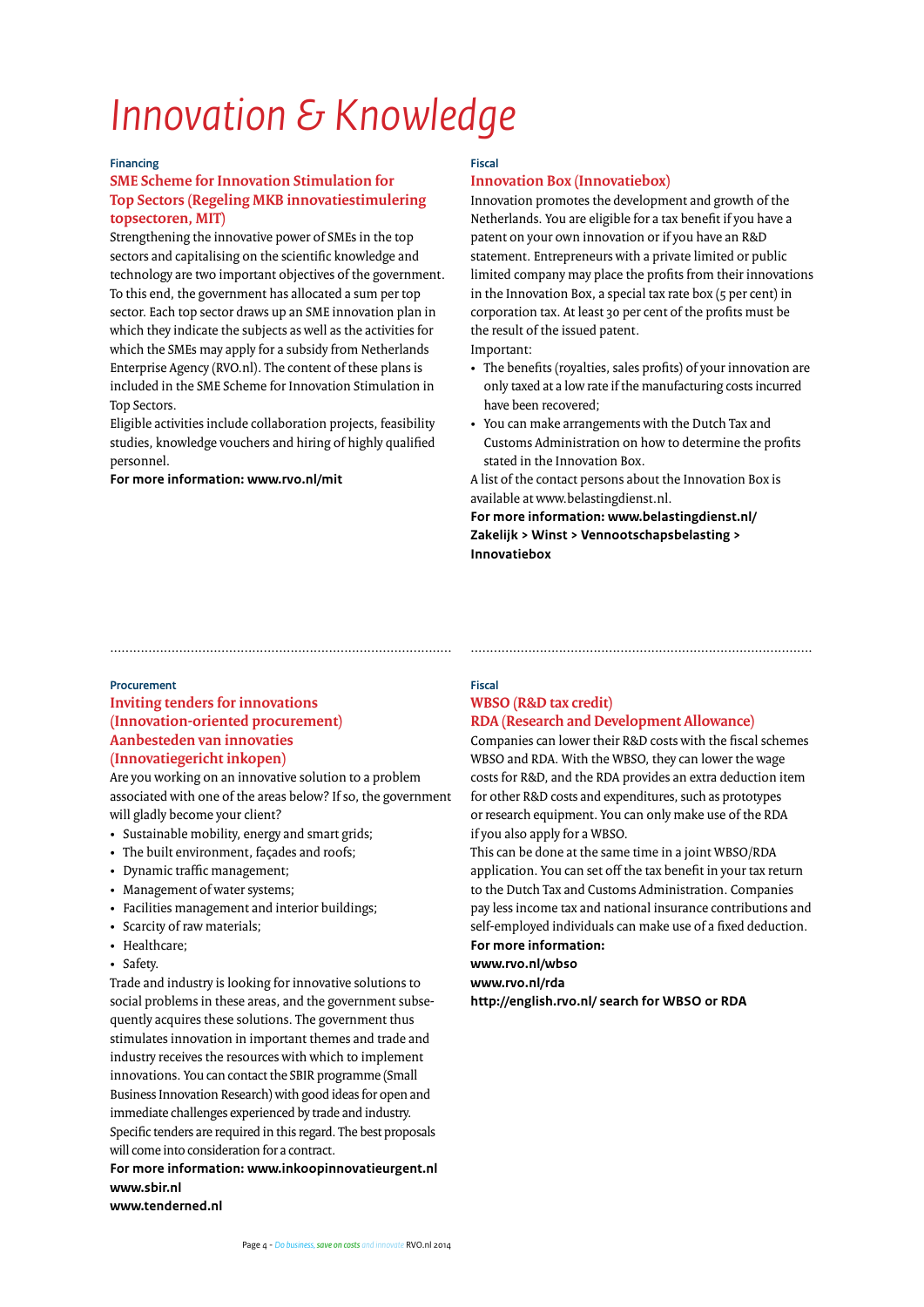# Innovation & Knowledge

Financing

## SME Scheme for Innovation Stimulation for Top Sectors (Regeling MKB innovatiestimulering topsectoren, MIT)

Strengthening the innovative power of SMEs in the top sectors and capitalising on the scientific knowledge and technology are two important objectives of the government. To this end, the government has allocated a sum per top sector. Each top sector draws up an SME innovation plan in which they indicate the subjects as well as the activities for which the SMEs may apply for a subsidy from Netherlands Enterprise Agency (RVO.nl). The content of these plans is included in the SME Scheme for Innovation Stimulation in Top Sectors.

Eligible activities include collaboration projects, feasibility studies, knowledge vouchers and hiring of highly qualified personnel.

**For more information: www.rvo.nl/mit**

Fiscal

## Innovation Box (Innovatiebox)

Innovation promotes the development and growth of the Netherlands. You are eligible for a tax benefit if you have a patent on your own innovation or if you have an R&D statement. Entrepreneurs with a private limited or public limited company may place the profits from their innovations in the Innovation Box, a special tax rate box (5 per cent) in corporation tax. At least 30 per cent of the profits must be the result of the issued patent.

Important:

- The benefits (royalties, sales profits) of your innovation are only taxed at a low rate if the manufacturing costs incurred have been recovered;
- You can make arrangements with the Dutch Tax and Customs Administration on how to determine the profits stated in the Innovation Box.

A list of the contact persons about the Innovation Box is available at www.belastingdienst.nl.

**For more information: www.belastingdienst.nl/ Zakelijk > Winst > Vennootschapsbelasting > Innovatiebox**

Procurement

## Inviting tenders for innovations (Innovation-oriented procurement) Aanbesteden van innovaties (Innovatiegericht inkopen)

Are you working on an innovative solution to a problem associated with one of the areas below? If so, the government will gladly become your client?

- Sustainable mobility, energy and smart grids;
- The built environment, façades and roofs;
- Dynamic traffic management;
- Management of water systems;
- Facilities management and interior buildings;
- Scarcity of raw materials;
- Healthcare;
- Safety.

Trade and industry is looking for innovative solutions to social problems in these areas, and the government subsequently acquires these solutions. The government thus stimulates innovation in important themes and trade and industry receives the resources with which to implement innovations. You can contact the SBIR programme (Small Business Innovation Research) with good ideas for open and immediate challenges experienced by trade and industry. Specific tenders are required in this regard. The best proposals will come into consideration for a contract.

**For more information: www.inkoopinnovatieurgent.nl**
**www.sbir.nl**
**www.tenderned.nl**

Fiscal

## WBSO (R&D tax credit) RDA (Research and Development Allowance)

Companies can lower their R&D costs with the fiscal schemes WBSO and RDA. With the WBSO, they can lower the wage costs for R&D, and the RDA provides an extra deduction item for other R&D costs and expenditures, such as prototypes or research equipment. You can only make use of the RDA if you also apply for a WBSO.

This can be done at the same time in a joint WBSO/RDA application. You can set off the tax benefit in your tax return to the Dutch Tax and Customs Administration. Companies pay less income tax and national insurance contributions and self-employed individuals can make use of a fixed deduction.

**For more information:**
**www.rvo.nl/wbso**
**www.rvo.nl/rda**
**http://english.rvo.nl/ search for WBSO or RDA**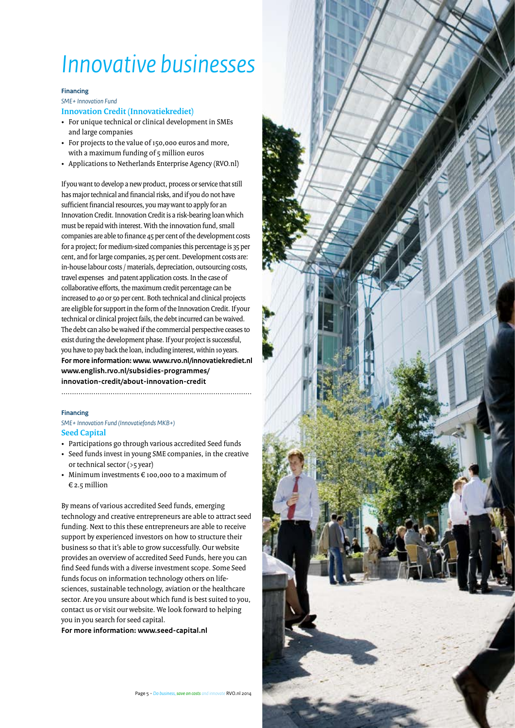# Innovative businesses

**Financing**

*SME+ Innovation Fund*

### Innovation Credit (Innovatiekrediet)

- For unique technical or clinical development in SMEs and large companies
- For projects to the value of 150,000 euros and more, with a maximum funding of 5 million euros
- Applications to Netherlands Enterprise Agency (RVO.nl)

If you want to develop a new product, process or service that still has major technical and financial risks, and if you do not have sufficient financial resources, you may want to apply for an Innovation Credit. Innovation Credit is a risk-bearing loan which must be repaid with interest. With the innovation fund, small companies are able to finance 45 per cent of the development costs for a project; for medium-sized companies this percentage is 35 per cent, and for large companies, 25 per cent. Development costs are: in-house labour costs / materials, depreciation, outsourcing costs, travel expenses and patent application costs. In the case of collaborative efforts, the maximum credit percentage can be increased to 40 or 50 per cent. Both technical and clinical projects are eligible for support in the form of the Innovation Credit. If your technical or clinical project fails, the debt incurred can be waived. The debt can also be waived if the commercial perspective ceases to exist during the development phase. If your project is successful, you have to pay back the loan, including interest, within 10 years.

**For more information: www. www.rvo.nl/innovatiekrediet.nl www.english.rvo.nl/subsidies-programmes/innovation-credit/about-innovation-credit**

**Financing**

*SME+ Innovation Fund (Innovatiefonds MKB+)*

### Seed Capital

- Participations go through various accredited Seed funds
- Seed funds invest in young SME companies, in the creative or technical sector (>5 year)
- Minimum investments € 100,000 to a maximum of € 2.5 million

By means of various accredited Seed funds, emerging technology and creative entrepreneurs are able to attract seed funding. Next to this these entrepreneurs are able to receive support by experienced investors on how to structure their business so that it's able to grow successfully. Our website provides an overview of accredited Seed Funds, here you can find Seed funds with a diverse investment scope. Some Seed funds focus on information technology others on life-sciences, sustainable technology, aviation or the healthcare sector. Are you unsure about which fund is best suited to you, contact us or visit our website. We look forward to helping you in you search for seed capital.

**For more information: www.seed-capital.nl**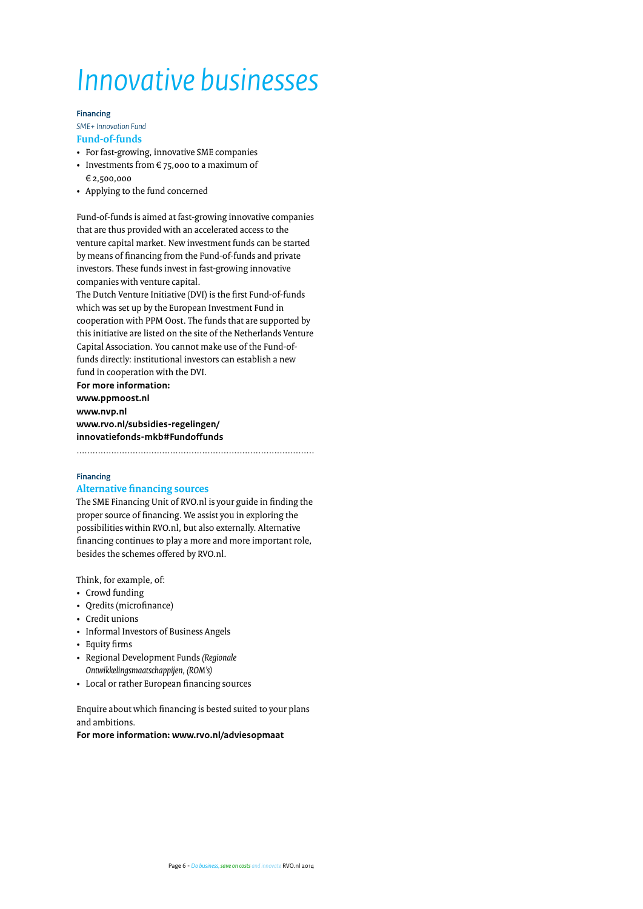# *Innovative businesses*

**Financing**

*SME+ Innovation Fund*

## Fund-of-funds

- For fast-growing, innovative SME companies
- Investments from € 75,000 to a maximum of € 2,500,000
- Applying to the fund concerned

Fund-of-funds is aimed at fast-growing innovative companies that are thus provided with an accelerated access to the venture capital market. New investment funds can be started by means of financing from the Fund-of-funds and private investors. These funds invest in fast-growing innovative companies with venture capital.
The Dutch Venture Initiative (DVI) is the first Fund-of-funds which was set up by the European Investment Fund in cooperation with PPM Oost. The funds that are supported by this initiative are listed on the site of the Netherlands Venture Capital Association. You cannot make use of the Fund-of-funds directly: institutional investors can establish a new fund in cooperation with the DVI.

**For more information:**
**www.ppmoost.nl**
**www.nvp.nl**
**www.rvo.nl/subsidies-regelingen/innovatiefonds-mkb#Fundoffunds**

---

**Financing**

## Alternative financing sources

The SME Financing Unit of RVO.nl is your guide in finding the proper source of financing. We assist you in exploring the possibilities within RVO.nl, but also externally. Alternative financing continues to play a more and more important role, besides the schemes offered by RVO.nl.

Think, for example, of:

- Crowd funding
- Qredits (microfinance)
- Credit unions
- Informal Investors of Business Angels
- Equity firms
- Regional Development Funds *(Regionale Ontwikkelingsmaatschappijen, (ROM's)*
- Local or rather European financing sources

Enquire about which financing is bested suited to your plans and ambitions.

**For more information: www.rvo.nl/adviesopmaat**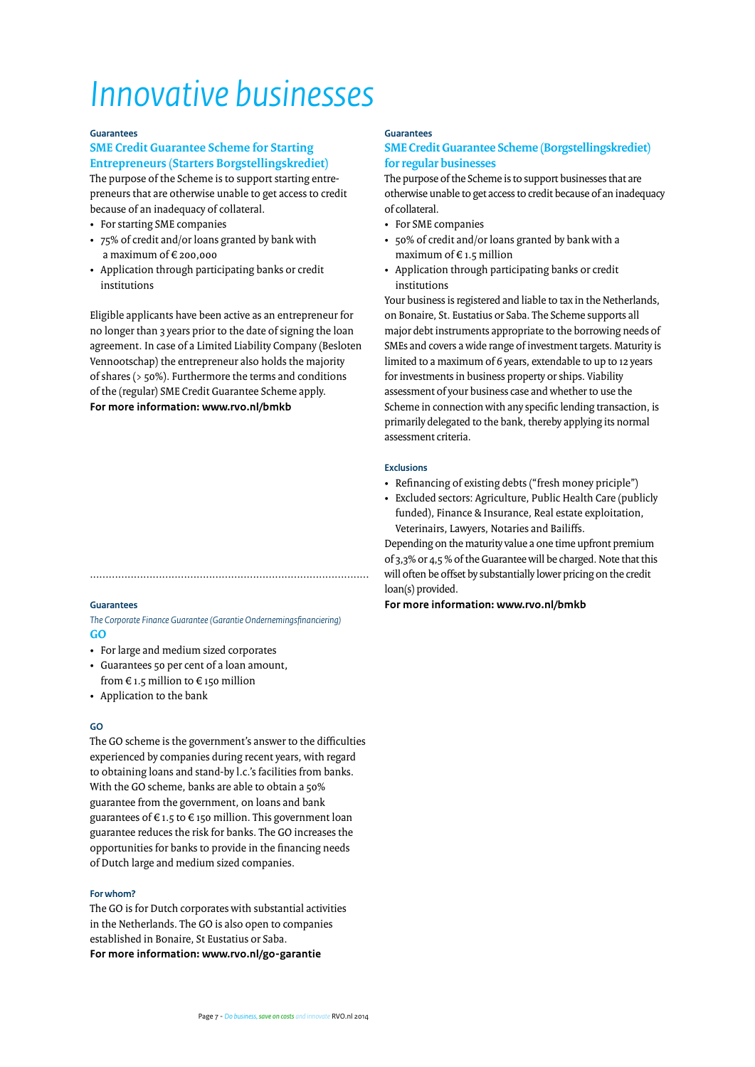# Innovative businesses

#### Guarantees

### SME Credit Guarantee Scheme for Starting Entrepreneurs (Starters Borgstellingskrediet)

The purpose of the Scheme is to support starting entrepreneurs that are otherwise unable to get access to credit because of an inadequacy of collateral.

- For starting SME companies
- 75% of credit and/or loans granted by bank with a maximum of € 200,000
- Application through participating banks or credit institutions

Eligible applicants have been active as an entrepreneur for no longer than 3 years prior to the date of signing the loan agreement. In case of a Limited Liability Company (Besloten Vennootschap) the entrepreneur also holds the majority of shares (> 50%). Furthermore the terms and conditions of the (regular) SME Credit Guarantee Scheme apply.

**For more information: www.rvo.nl/bmkb**

#### Guarantees

*The Corporate Finance Guarantee (Garantie Ondernemingsfinanciering)*

### GO

- For large and medium sized corporates
- Guarantees 50 per cent of a loan amount, from € 1.5 million to € 150 million
- Application to the bank

#### GO

The GO scheme is the government's answer to the difficulties experienced by companies during recent years, with regard to obtaining loans and stand-by l.c.'s facilities from banks. With the GO scheme, banks are able to obtain a 50% guarantee from the government, on loans and bank guarantees of € 1.5 to € 150 million. This government loan guarantee reduces the risk for banks. The GO increases the opportunities for banks to provide in the financing needs of Dutch large and medium sized companies.

#### For whom?

The GO is for Dutch corporates with substantial activities in the Netherlands. The GO is also open to companies established in Bonaire, St Eustatius or Saba.

**For more information: www.rvo.nl/go-garantie**

#### Guarantees

### SME Credit Guarantee Scheme (Borgstellingskrediet) for regular businesses

The purpose of the Scheme is to support businesses that are otherwise unable to get access to credit because of an inadequacy of collateral.

- For SME companies
- 50% of credit and/or loans granted by bank with a maximum of € 1.5 million
- Application through participating banks or credit institutions

Your business is registered and liable to tax in the Netherlands, on Bonaire, St. Eustatius or Saba. The Scheme supports all major debt instruments appropriate to the borrowing needs of SMEs and covers a wide range of investment targets. Maturity is limited to a maximum of 6 years, extendable to up to 12 years for investments in business property or ships. Viability assessment of your business case and whether to use the Scheme in connection with any specific lending transaction, is primarily delegated to the bank, thereby applying its normal assessment criteria.

#### Exclusions

- Refinancing of existing debts ("fresh money priciple")
- Excluded sectors: Agriculture, Public Health Care (publicly funded), Finance & Insurance, Real estate exploitation, Veterinairs, Lawyers, Notaries and Bailiffs.

Depending on the maturity value a one time upfront premium of 3,3% or 4,5 % of the Guarantee will be charged. Note that this will often be offset by substantially lower pricing on the credit loan(s) provided.

**For more information: www.rvo.nl/bmkb**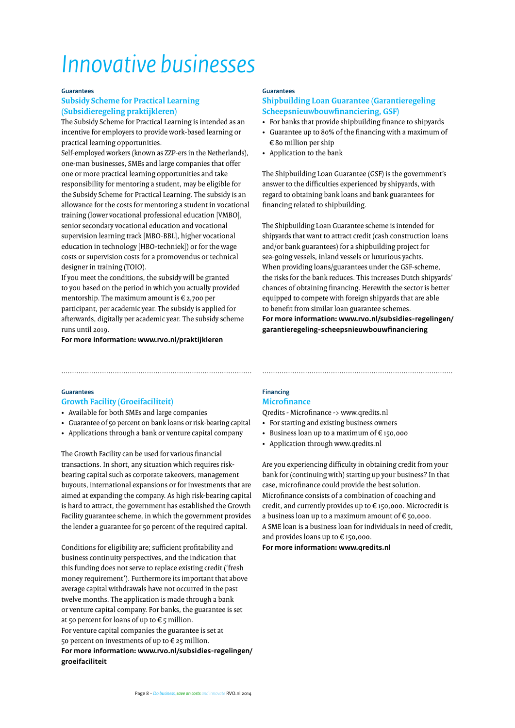# Innovative businesses

Guarantees

### Subsidy Scheme for Practical Learning (Subsidieregeling praktijkleren)

The Subsidy Scheme for Practical Learning is intended as an incentive for employers to provide work-based learning or practical learning opportunities.
Self-employed workers (known as ZZP-ers in the Netherlands), one-man businesses, SMEs and large companies that offer one or more practical learning opportunities and take responsibility for mentoring a student, may be eligible for the Subsidy Scheme for Practical Learning. The subsidy is an allowance for the costs for mentoring a student in vocational training (lower vocational professional education [VMBO], senior secondary vocational education and vocational supervision learning track [MBO-BBL], higher vocational education in technology [HBO-techniek]) or for the wage costs or supervision costs for a promovendus or technical designer in training (TOIO).
If you meet the conditions, the subsidy will be granted to you based on the period in which you actually provided mentorship. The maximum amount is € 2,700 per participant, per academic year. The subsidy is applied for afterwards, digitally per academic year. The subsidy scheme runs until 2019.

**For more information: www.rvo.nl/praktijkleren**

Guarantees

### Shipbuilding Loan Guarantee (Garantieregeling Scheepsnieuwbouwfinanciering, GSF)

- For banks that provide shipbuilding finance to shipyards
- Guarantee up to 80% of the financing with a maximum of € 80 million per ship
- Application to the bank

The Shipbuilding Loan Guarantee (GSF) is the government's answer to the difficulties experienced by shipyards, with regard to obtaining bank loans and bank guarantees for financing related to shipbuilding.

The Shipbuilding Loan Guarantee scheme is intended for shipyards that want to attract credit (cash construction loans and/or bank guarantees) for a shipbuilding project for sea-going vessels, inland vessels or luxurious yachts. When providing loans/guarantees under the GSF-scheme, the risks for the bank reduces. This increases Dutch shipyards' chances of obtaining financing. Herewith the sector is better equipped to compete with foreign shipyards that are able to benefit from similar loan guarantee schemes.
**For more information: www.rvo.nl/subsidies-regelingen/garantieregeling-scheepsnieuwbouwfinanciering**

Guarantees

### Growth Facility (Groeifaciliteit)

- Available for both SMEs and large companies
- Guarantee of 50 percent on bank loans or risk-bearing capital
- Applications through a bank or venture capital company

The Growth Facility can be used for various financial transactions. In short, any situation which requires risk-bearing capital such as corporate takeovers, management buyouts, international expansions or for investments that are aimed at expanding the company. As high risk-bearing capital is hard to attract, the government has established the Growth Facility guarantee scheme, in which the government provides the lender a guarantee for 50 percent of the required capital.

Conditions for eligibility are; sufficient profitability and business continuity perspectives, and the indication that this funding does not serve to replace existing credit ('fresh money requirement'). Furthermore its important that above average capital withdrawals have not occurred in the past twelve months. The application is made through a bank or venture capital company. For banks, the guarantee is set at 50 percent for loans of up to € 5 million.
For venture capital companies the guarantee is set at 50 percent on investments of up to € 25 million.
**For more information: www.rvo.nl/subsidies-regelingen/groeifaciliteit**

Financing

### Microfinance

Qredits - Microfinance -> www.qredits.nl
- For starting and existing business owners
- Business loan up to a maximum of € 150,000
- Application through www.qredits.nl

Are you experiencing difficulty in obtaining credit from your bank for (continuing with) starting up your business? In that case, microfinance could provide the best solution.
Microfinance consists of a combination of coaching and credit, and currently provides up to € 150,000. Microcredit is a business loan up to a maximum amount of € 50,000.
A SME loan is a business loan for individuals in need of credit, and provides loans up to € 150,000.
**For more information: www.qredits.nl**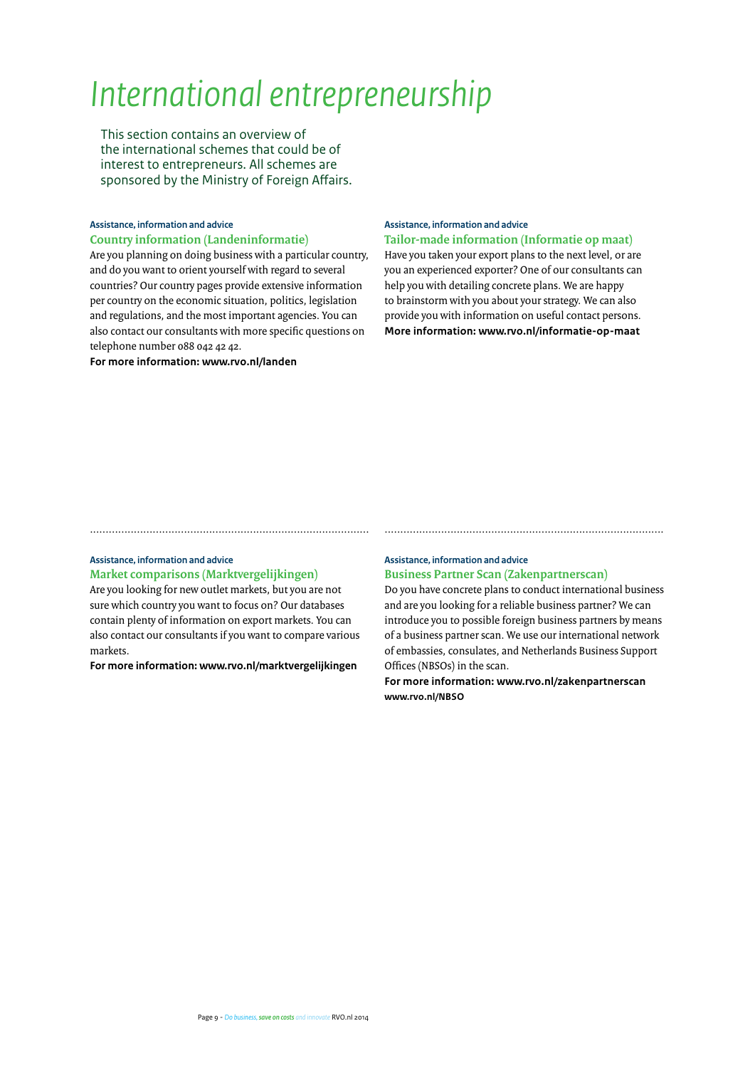# International entrepreneurship

This section contains an overview of the international schemes that could be of interest to entrepreneurs. All schemes are sponsored by the Ministry of Foreign Affairs.

Assistance, information and advice

### Country information (Landeninformatie)

Are you planning on doing business with a particular country, and do you want to orient yourself with regard to several countries? Our country pages provide extensive information per country on the economic situation, politics, legislation and regulations, and the most important agencies. You can also contact our consultants with more specific questions on telephone number 088 042 42 42.

**For more information: www.rvo.nl/landen**

Assistance, information and advice

### Tailor-made information (Informatie op maat)

Have you taken your export plans to the next level, or are you an experienced exporter? One of our consultants can help you with detailing concrete plans. We are happy to brainstorm with you about your strategy. We can also provide you with information on useful contact persons.

**More information: www.rvo.nl/informatie-op-maat**

Assistance, information and advice

### Market comparisons (Marktvergelijkingen)

Are you looking for new outlet markets, but you are not sure which country you want to focus on? Our databases contain plenty of information on export markets. You can also contact our consultants if you want to compare various markets.

**For more information: www.rvo.nl/marktvergelijkingen**

Assistance, information and advice

### Business Partner Scan (Zakenpartnerscan)

Do you have concrete plans to conduct international business and are you looking for a reliable business partner? We can introduce you to possible foreign business partners by means of a business partner scan. We use our international network of embassies, consulates, and Netherlands Business Support Offices (NBSOs) in the scan.

**For more information: www.rvo.nl/zakenpartnerscan**
**www.rvo.nl/NBSO**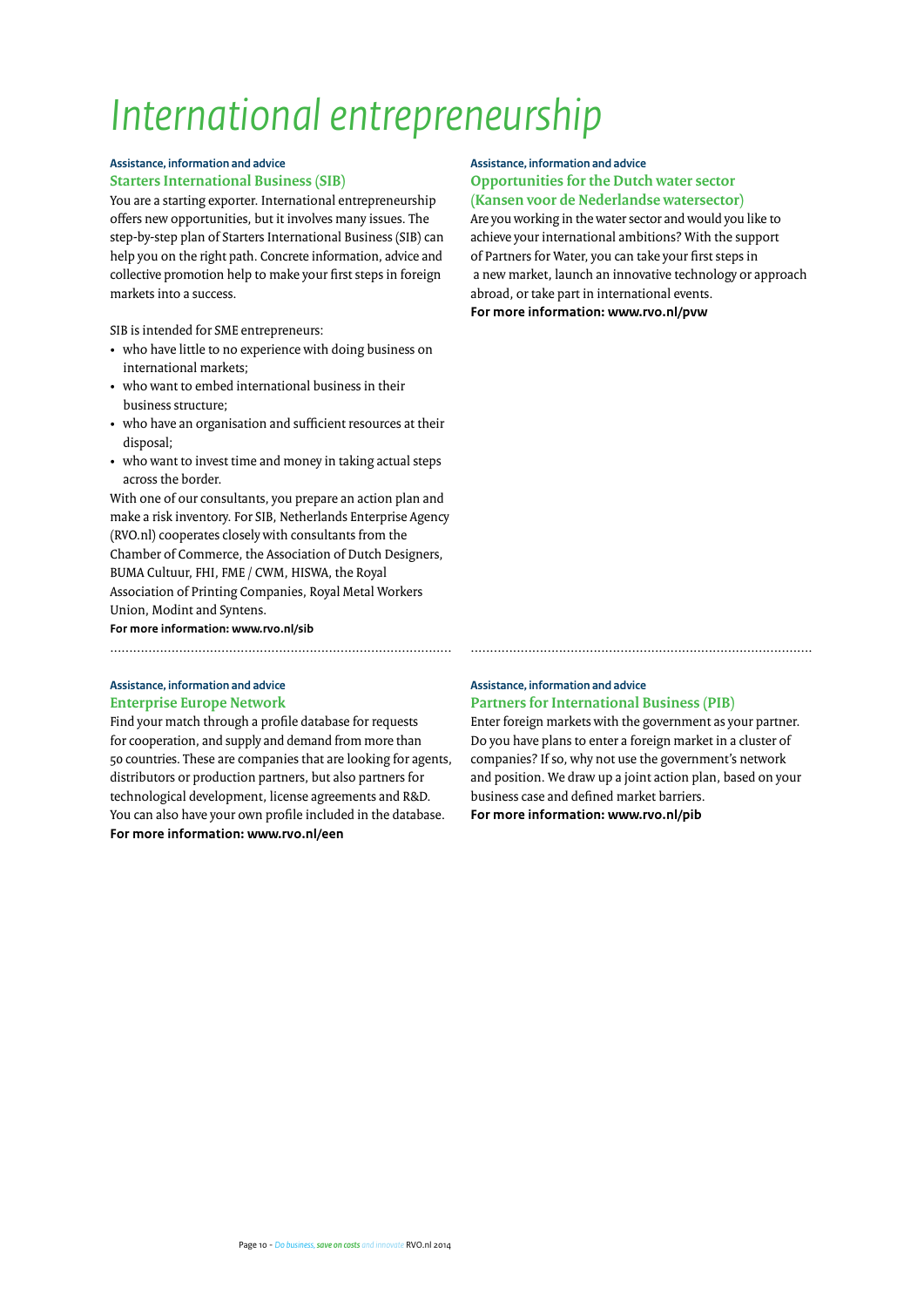# International entrepreneurship

Assistance, information and advice

### Starters International Business (SIB)

You are a starting exporter. International entrepreneurship offers new opportunities, but it involves many issues. The step-by-step plan of Starters International Business (SIB) can help you on the right path. Concrete information, advice and collective promotion help to make your first steps in foreign markets into a success.

SIB is intended for SME entrepreneurs:

- who have little to no experience with doing business on international markets;
- who want to embed international business in their business structure;
- who have an organisation and sufficient resources at their disposal;
- who want to invest time and money in taking actual steps across the border.

With one of our consultants, you prepare an action plan and make a risk inventory. For SIB, Netherlands Enterprise Agency (RVO.nl) cooperates closely with consultants from the Chamber of Commerce, the Association of Dutch Designers, BUMA Cultuur, FHI, FME / CWM, HISWA, the Royal Association of Printing Companies, Royal Metal Workers Union, Modint and Syntens.

**For more information: www.rvo.nl/sib**

Assistance, information and advice

### Opportunities for the Dutch water sector (Kansen voor de Nederlandse watersector)

Are you working in the water sector and would you like to achieve your international ambitions? With the support of Partners for Water, you can take your first steps in a new market, launch an innovative technology or approach abroad, or take part in international events.

**For more information: www.rvo.nl/pvw**

Assistance, information and advice

### Enterprise Europe Network

Find your match through a profile database for requests for cooperation, and supply and demand from more than 50 countries. These are companies that are looking for agents, distributors or production partners, but also partners for technological development, license agreements and R&D. You can also have your own profile included in the database.

**For more information: www.rvo.nl/een**

Assistance, information and advice

### Partners for International Business (PIB)

Enter foreign markets with the government as your partner. Do you have plans to enter a foreign market in a cluster of companies? If so, why not use the government's network and position. We draw up a joint action plan, based on your business case and defined market barriers.

**For more information: www.rvo.nl/pib**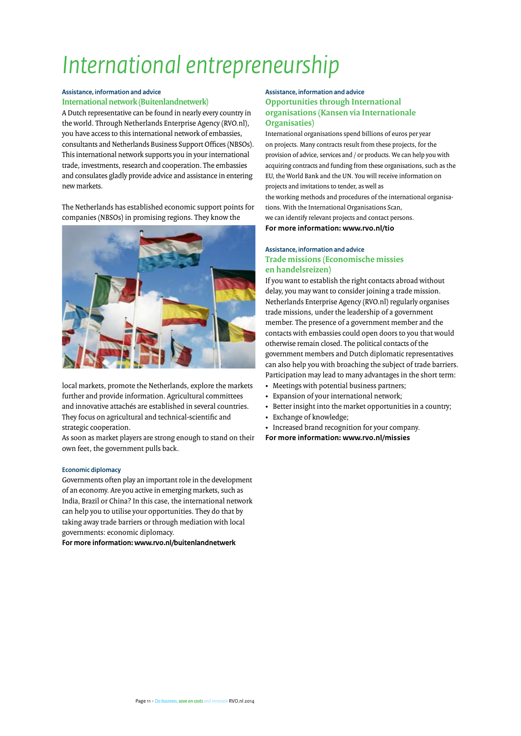# International entrepreneurship

Assistance, information and advice

## International network (Buitenlandnetwerk)

A Dutch representative can be found in nearly every country in the world. Through Netherlands Enterprise Agency (RVO.nl), you have access to this international network of embassies, consultants and Netherlands Business Support Offices (NBSOs). This international network supports you in your international trade, investments, research and cooperation. The embassies and consulates gladly provide advice and assistance in entering new markets.

The Netherlands has established economic support points for companies (NBSOs) in promising regions. They know the local markets, promote the Netherlands, explore the markets further and provide information. Agricultural committees and innovative attachés are established in several countries. They focus on agricultural and technical-scientific and strategic cooperation.
As soon as market players are strong enough to stand on their own feet, the government pulls back.

### Economic diplomacy

Governments often play an important role in the development of an economy. Are you active in emerging markets, such as India, Brazil or China? In this case, the international network can help you to utilise your opportunities. They do that by taking away trade barriers or through mediation with local governments: economic diplomacy.

**For more information: www.rvo.nl/buitenlandnetwerk**

Assistance, information and advice

## Opportunities through International organisations (Kansen via Internationale Organisaties)

International organisations spend billions of euros per year on projects. Many contracts result from these projects, for the provision of advice, services and / or products. We can help you with acquiring contracts and funding from these organisations, such as the EU, the World Bank and the UN. You will receive information on projects and invitations to tender, as well as the working methods and procedures of the international organisations. With the International Organisations Scan, we can identify relevant projects and contact persons.

**For more information: www.rvo.nl/tio**

Assistance, information and advice

## Trade missions (Economische missies en handelsreizen)

If you want to establish the right contacts abroad without delay, you may want to consider joining a trade mission. Netherlands Enterprise Agency (RVO.nl) regularly organises trade missions, under the leadership of a government member. The presence of a government member and the contacts with embassies could open doors to you that would otherwise remain closed. The political contacts of the government members and Dutch diplomatic representatives can also help you with broaching the subject of trade barriers. Participation may lead to many advantages in the short term:

- Meetings with potential business partners;
- Expansion of your international network;
- Better insight into the market opportunities in a country;
- Exchange of knowledge;
- Increased brand recognition for your company.

**For more information: www.rvo.nl/missies**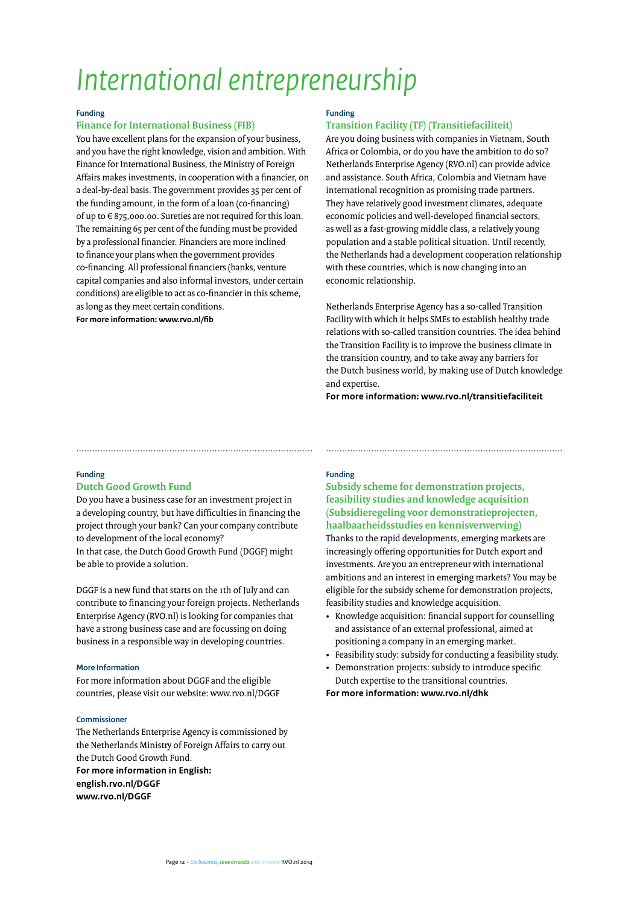# International entrepreneurship

Funding

## Finance for International Business (FIB)

You have excellent plans for the expansion of your business, and you have the right knowledge, vision and ambition. With Finance for International Business, the Ministry of Foreign Affairs makes investments, in cooperation with a financier, on a deal-by-deal basis. The government provides 35 per cent of the funding amount, in the form of a loan (co-financing) of up to € 875,000.00. Sureties are not required for this loan. The remaining 65 per cent of the funding must be provided by a professional financier. Financiers are more inclined to finance your plans when the government provides co-financing. All professional financiers (banks, venture capital companies and also informal investors, under certain conditions) are eligible to act as co-financier in this scheme, as long as they meet certain conditions.

**For more information: www.rvo.nl/fib**

Funding

## Transition Facility (TF) (Transitiefaciliteit)

Are you doing business with companies in Vietnam, South Africa or Colombia, or do you have the ambition to do so? Netherlands Enterprise Agency (RVO.nl) can provide advice and assistance. South Africa, Colombia and Vietnam have international recognition as promising trade partners. They have relatively good investment climates, adequate economic policies and well-developed financial sectors, as well as a fast-growing middle class, a relatively young population and a stable political situation. Until recently, the Netherlands had a development cooperation relationship with these countries, which is now changing into an economic relationship.

Netherlands Enterprise Agency has a so-called Transition Facility with which it helps SMEs to establish healthy trade relations with so-called transition countries. The idea behind the Transition Facility is to improve the business climate in the transition country, and to take away any barriers for the Dutch business world, by making use of Dutch knowledge and expertise.

**For more information: www.rvo.nl/transitiefaciliteit**

Funding

## Dutch Good Growth Fund

Do you have a business case for an investment project in a developing country, but have difficulties in financing the project through your bank? Can your company contribute to development of the local economy?
In that case, the Dutch Good Growth Fund (DGGF) might be able to provide a solution.

DGGF is a new fund that starts on the 1th of July and can contribute to financing your foreign projects. Netherlands Enterprise Agency (RVO.nl) is looking for companies that have a strong business case and are focussing on doing business in a responsible way in developing countries.

### More Information

For more information about DGGF and the eligible countries, please visit our website: www.rvo.nl/DGGF

### Commissioner

The Netherlands Enterprise Agency is commissioned by the Netherlands Ministry of Foreign Affairs to carry out the Dutch Good Growth Fund.

**For more information in English:**
**english.rvo.nl/DGGF**
**www.rvo.nl/DGGF**

Funding

## Subsidy scheme for demonstration projects, feasibility studies and knowledge acquisition (Subsidieregeling voor demonstratieprojecten, haalbaarheidsstudies en kennisverwerving)

Thanks to the rapid developments, emerging markets are increasingly offering opportunities for Dutch export and investments. Are you an entrepreneur with international ambitions and an interest in emerging markets? You may be eligible for the subsidy scheme for demonstration projects, feasibility studies and knowledge acquisition.

- Knowledge acquisition: financial support for counselling and assistance of an external professional, aimed at positioning a company in an emerging market.
- Feasibility study: subsidy for conducting a feasibility study.
- Demonstration projects: subsidy to introduce specific Dutch expertise to the transitional countries.

**For more information: www.rvo.nl/dhk**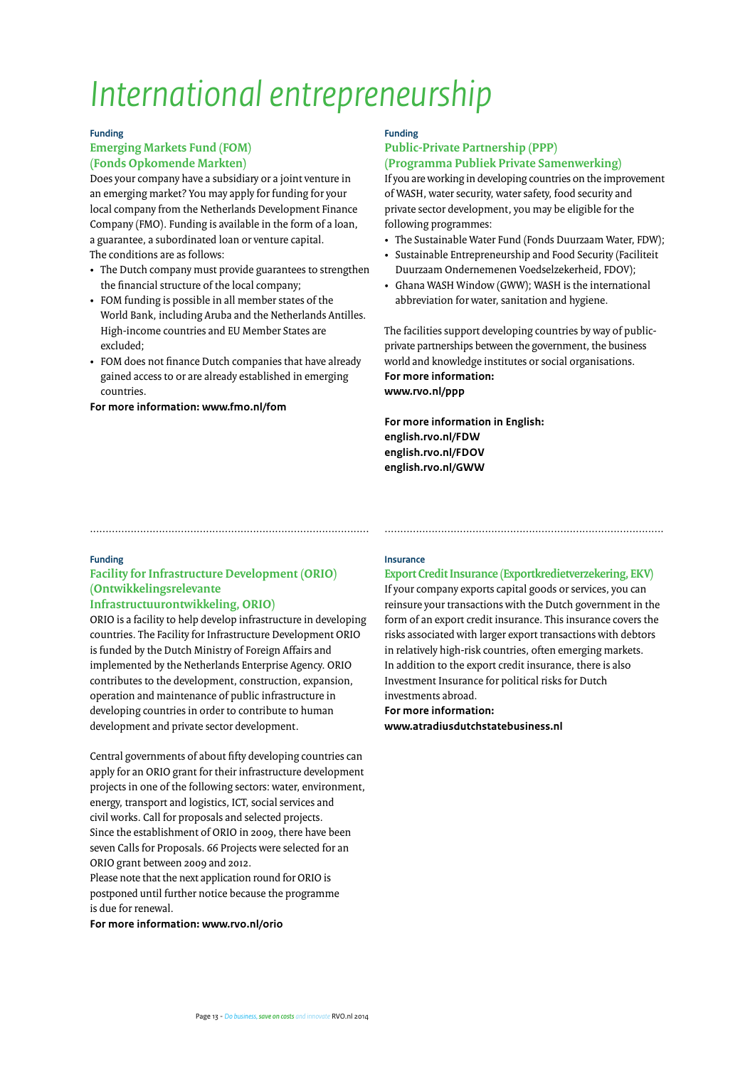# International entrepreneurship

Funding

### Emerging Markets Fund (FOM) (Fonds Opkomende Markten)

Does your company have a subsidiary or a joint venture in an emerging market? You may apply for funding for your local company from the Netherlands Development Finance Company (FMO). Funding is available in the form of a loan, a guarantee, a subordinated loan or venture capital. The conditions are as follows:

- The Dutch company must provide guarantees to strengthen the financial structure of the local company;
- FOM funding is possible in all member states of the World Bank, including Aruba and the Netherlands Antilles. High-income countries and EU Member States are excluded;
- FOM does not finance Dutch companies that have already gained access to or are already established in emerging countries.

**For more information: www.fmo.nl/fom**

Funding

### Public-Private Partnership (PPP) (Programma Publiek Private Samenwerking)

If you are working in developing countries on the improvement of WASH, water security, water safety, food security and private sector development, you may be eligible for the following programmes:

- The Sustainable Water Fund (Fonds Duurzaam Water, FDW);
- Sustainable Entrepreneurship and Food Security (Faciliteit Duurzaam Ondernemenen Voedselzekerheid, FDOV);
- Ghana WASH Window (GWW); WASH is the international abbreviation for water, sanitation and hygiene.

The facilities support developing countries by way of public-private partnerships between the government, the business world and knowledge institutes or social organisations.
**For more information:**
**www.rvo.nl/ppp**

**For more information in English:**
**english.rvo.nl/FDW**
**english.rvo.nl/FDOV**
**english.rvo.nl/GWW**

Funding

### Facility for Infrastructure Development (ORIO) (Ontwikkelingsrelevante Infrastructuurontwikkeling, ORIO)

ORIO is a facility to help develop infrastructure in developing countries. The Facility for Infrastructure Development ORIO is funded by the Dutch Ministry of Foreign Affairs and implemented by the Netherlands Enterprise Agency. ORIO contributes to the development, construction, expansion, operation and maintenance of public infrastructure in developing countries in order to contribute to human development and private sector development.

Central governments of about fifty developing countries can apply for an ORIO grant for their infrastructure development projects in one of the following sectors: water, environment, energy, transport and logistics, ICT, social services and civil works. Call for proposals and selected projects.
Since the establishment of ORIO in 2009, there have been seven Calls for Proposals. 66 Projects were selected for an ORIO grant between 2009 and 2012.
Please note that the next application round for ORIO is postponed until further notice because the programme is due for renewal.

**For more information: www.rvo.nl/orio**

Insurance

### Export Credit Insurance (Exportkredietverzekering, EKV)

If your company exports capital goods or services, you can reinsure your transactions with the Dutch government in the form of an export credit insurance. This insurance covers the risks associated with larger export transactions with debtors in relatively high-risk countries, often emerging markets.
In addition to the export credit insurance, there is also Investment Insurance for political risks for Dutch investments abroad.
**For more information:**
**www.atradiusdutchstatebusiness.nl**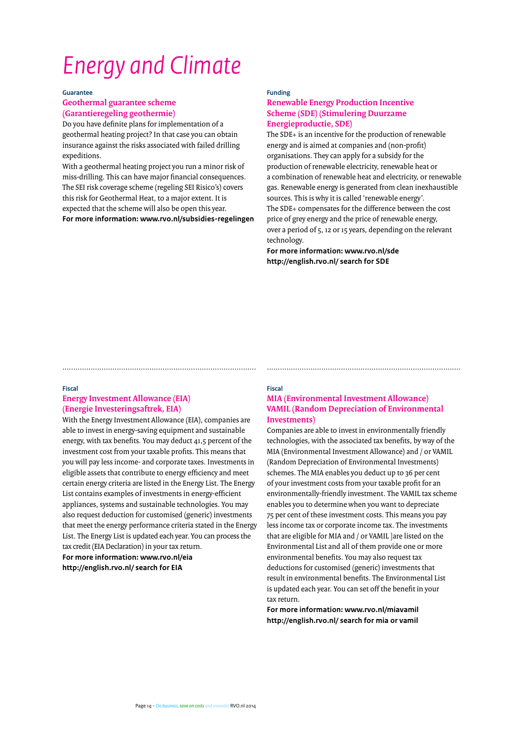# Energy and Climate

**Guarantee**

## Geothermal guarantee scheme (Garantieregeling geothermie)

Do you have definite plans for implementation of a geothermal heating project? In that case you can obtain insurance against the risks associated with failed drilling expeditions.

With a geothermal heating project you run a minor risk of miss-drilling. This can have major financial consequences. The SEI risk coverage scheme (regeling SEI Risico's) covers this risk for Geothermal Heat, to a major extent. It is expected that the scheme will also be open this year.

**For more information: www.rvo.nl/subsidies-regelingen**

**Funding**

## Renewable Energy Production Incentive Scheme (SDE) (Stimulering Duurzame Energieproductie, SDE)

The SDE+ is an incentive for the production of renewable energy and is aimed at companies and (non-profit) organisations. They can apply for a subsidy for the production of renewable electricity, renewable heat or a combination of renewable heat and electricity, or renewable gas. Renewable energy is generated from clean inexhaustible sources. This is why it is called 'renewable energy'.

The SDE+ compensates for the difference between the cost price of grey energy and the price of renewable energy, over a period of 5, 12 or 15 years, depending on the relevant technology.

**For more information: www.rvo.nl/sde**
**http://english.rvo.nl/ search for SDE**

**Fiscal**

## Energy Investment Allowance (EIA) (Energie Investeringsaftrek, EIA)

With the Energy Investment Allowance (EIA), companies are able to invest in energy-saving equipment and sustainable energy, with tax benefits. You may deduct 41,5 percent of the investment cost from your taxable profits. This means that you will pay less income- and corporate taxes. Investments in eligible assets that contribute to energy efficiency and meet certain energy criteria are listed in the Energy List. The Energy List contains examples of investments in energy-efficient appliances, systems and sustainable technologies. You may also request deduction for customised (generic) investments that meet the energy performance criteria stated in the Energy List. The Energy List is updated each year. You can process the tax credit (EIA Declaration) in your tax return.

**For more information: www.rvo.nl/eia**
**http://english.rvo.nl/ search for EIA**

**Fiscal**

## MIA (Environmental Investment Allowance) VAMIL (Random Depreciation of Environmental Investments)

Companies are able to invest in environmentally friendly technologies, with the associated tax benefits, by way of the MIA (Environmental Investment Allowance) and / or VAMIL (Random Depreciation of Environmental Investments) schemes. The MIA enables you deduct up to 36 per cent of your investment costs from your taxable profit for an environmentally-friendly investment. The VAMIL tax scheme enables you to determine when you want to depreciate 75 per cent of these investment costs. This means you pay less income tax or corporate income tax. The investments that are eligible for MIA and / or VAMIL ]are listed on the Environmental List and all of them provide one or more environmental benefits. You may also request tax deductions for customised (generic) investments that result in environmental benefits. The Environmental List is updated each year. You can set off the benefit in your tax return.

**For more information: www.rvo.nl/miavamil**
**http://english.rvo.nl/ search for mia or vamil**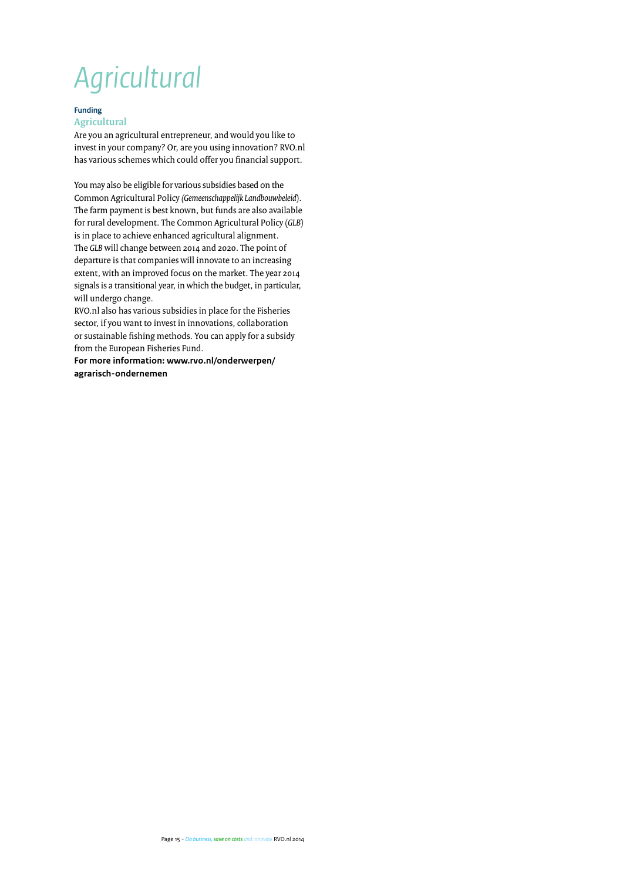# Agricultural

**Funding**

## Agricultural

Are you an agricultural entrepreneur, and would you like to invest in your company? Or, are you using innovation? RVO.nl has various schemes which could offer you financial support.

You may also be eligible for various subsidies based on the Common Agricultural Policy *(Gemeenschappelijk Landbouwbeleid*). The farm payment is best known, but funds are also available for rural development. The Common Agricultural Policy (*GLB*) is in place to achieve enhanced agricultural alignment. The *GLB* will change between 2014 and 2020. The point of departure is that companies will innovate to an increasing extent, with an improved focus on the market. The year 2014 signals is a transitional year, in which the budget, in particular, will undergo change.
RVO.nl also has various subsidies in place for the Fisheries sector, if you want to invest in innovations, collaboration or sustainable fishing methods. You can apply for a subsidy from the European Fisheries Fund.
**For more information: www.rvo.nl/onderwerpen/agrarisch-ondernemen**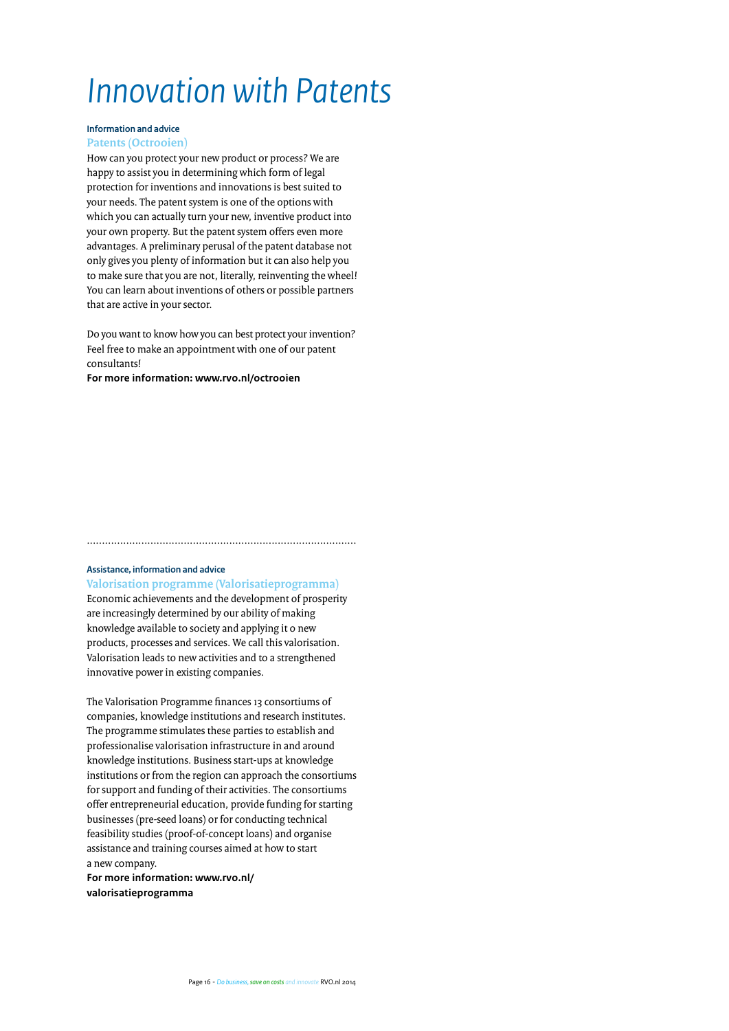# Innovation with Patents

**Information and advice**

## Patents (Octrooien)

How can you protect your new product or process? We are happy to assist you in determining which form of legal protection for inventions and innovations is best suited to your needs. The patent system is one of the options with which you can actually turn your new, inventive product into your own property. But the patent system offers even more advantages. A preliminary perusal of the patent database not only gives you plenty of information but it can also help you to make sure that you are not, literally, reinventing the wheel! You can learn about inventions of others or possible partners that are active in your sector.

Do you want to know how you can best protect your invention? Feel free to make an appointment with one of our patent consultants!

**For more information: www.rvo.nl/octrooien**

---

**Assistance, information and advice**

## Valorisation programme (Valorisatieprogramma)

Economic achievements and the development of prosperity are increasingly determined by our ability of making knowledge available to society and applying it o new products, processes and services. We call this valorisation. Valorisation leads to new activities and to a strengthened innovative power in existing companies.

The Valorisation Programme finances 13 consortiums of companies, knowledge institutions and research institutes. The programme stimulates these parties to establish and professionalise valorisation infrastructure in and around knowledge institutions. Business start-ups at knowledge institutions or from the region can approach the consortiums for support and funding of their activities. The consortiums offer entrepreneurial education, provide funding for starting businesses (pre-seed loans) or for conducting technical feasibility studies (proof-of-concept loans) and organise assistance and training courses aimed at how to start a new company.

**For more information: www.rvo.nl/valorisatieprogramma**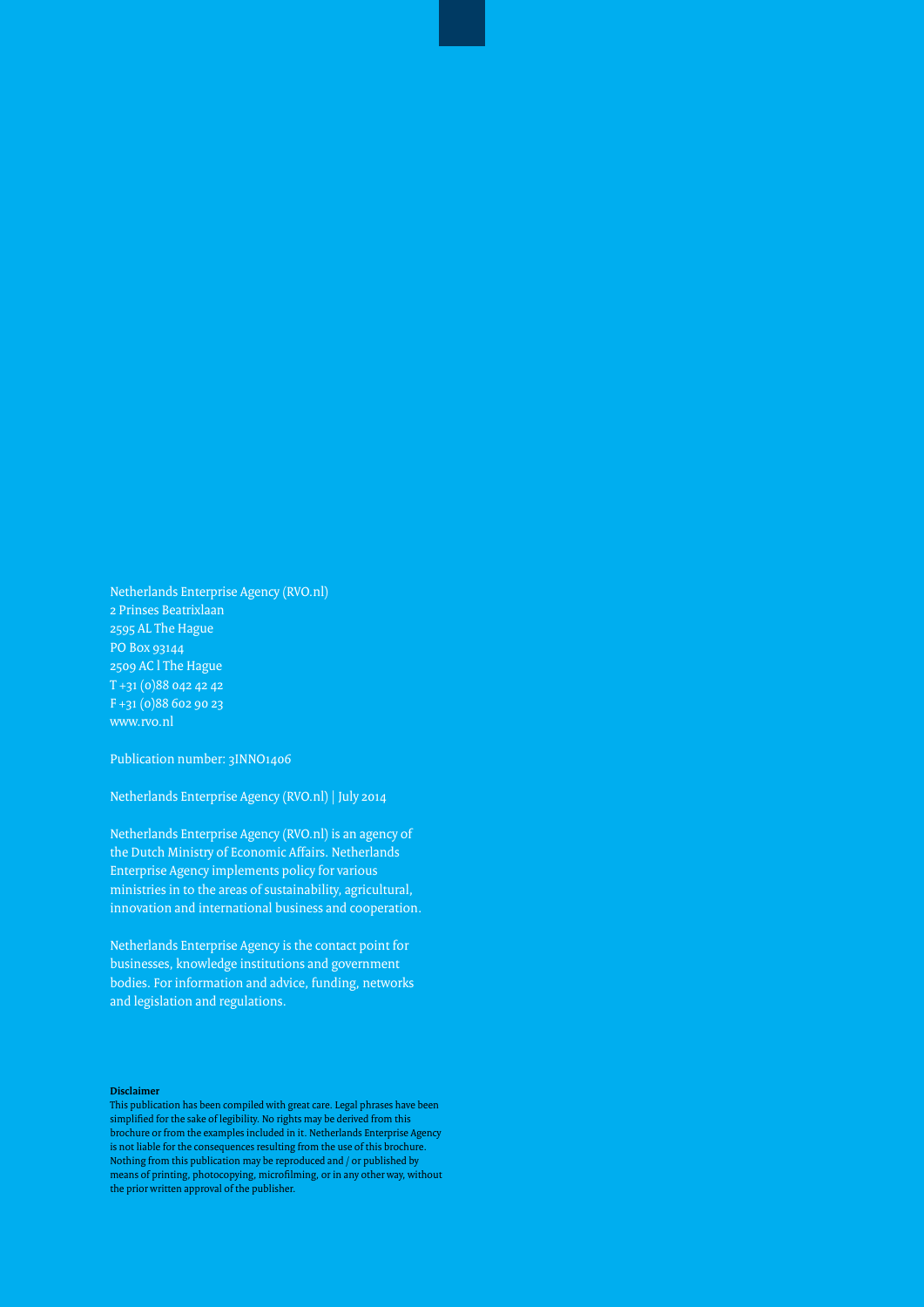Netherlands Enterprise Agency (RVO.nl)
2 Prinses Beatrixlaan
2595 AL The Hague
PO Box 93144
2509 AC l The Hague
T +31 (0)88 042 42 42
F +31 (0)88 602 90 23
www.rvo.nl

Publication number: 3INNO1406

Netherlands Enterprise Agency (RVO.nl) | July 2014

Netherlands Enterprise Agency (RVO.nl) is an agency of the Dutch Ministry of Economic Affairs. Netherlands Enterprise Agency implements policy for various ministries in to the areas of sustainability, agricultural, innovation and international business and cooperation.

Netherlands Enterprise Agency is the contact point for businesses, knowledge institutions and government bodies. For information and advice, funding, networks and legislation and regulations.

**Disclaimer**
This publication has been compiled with great care. Legal phrases have been simplified for the sake of legibility. No rights may be derived from this brochure or from the examples included in it. Netherlands Enterprise Agency is not liable for the consequences resulting from the use of this brochure. Nothing from this publication may be reproduced and / or published by means of printing, photocopying, microfilming, or in any other way, without the prior written approval of the publisher.